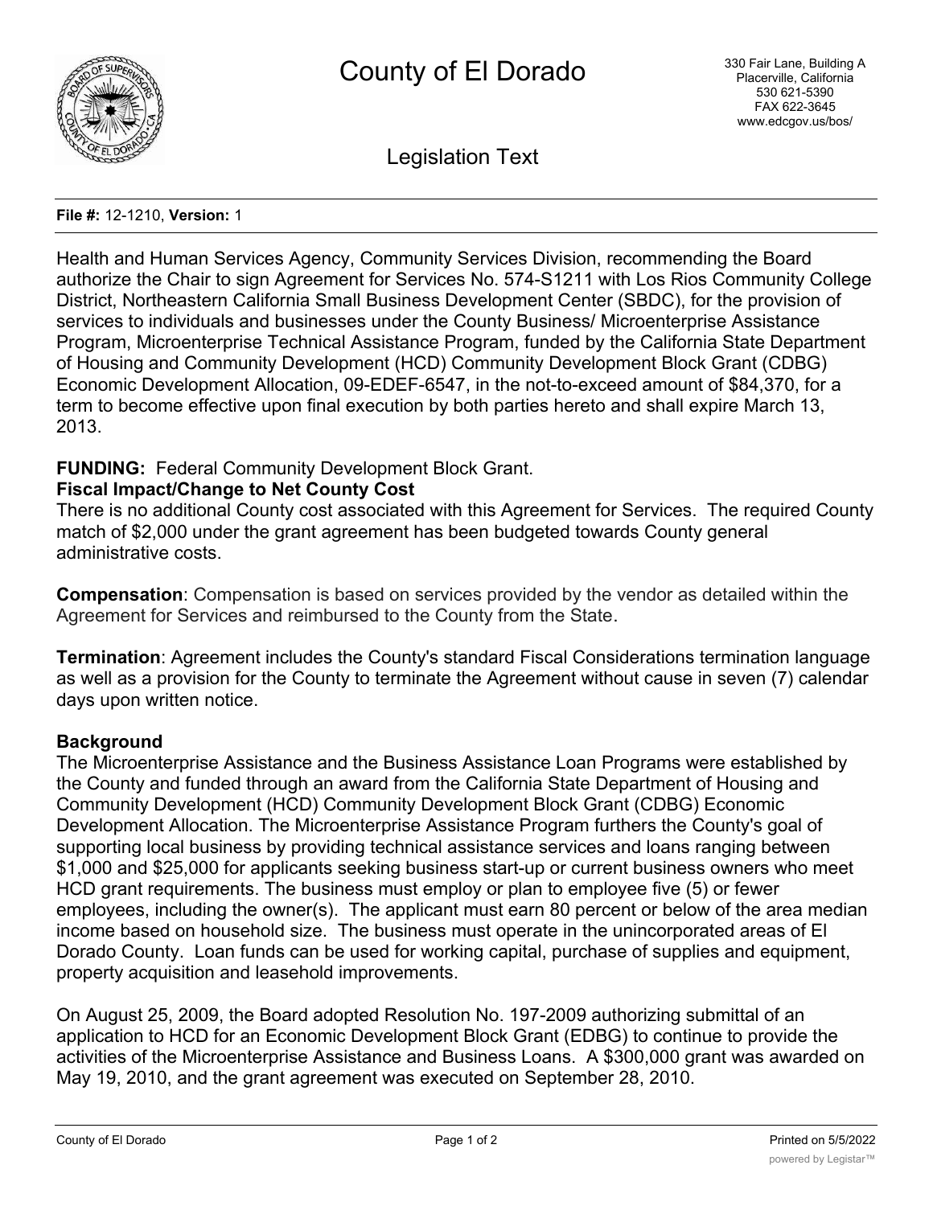# County of El Dorado

330 Fair Lane, Building A
Placerville, California
530 621-5390
FAX 622-3645
www.edcgov.us/bos/

## Legislation Text

**File #:** 12-1210, **Version:** 1

Health and Human Services Agency, Community Services Division, recommending the Board authorize the Chair to sign Agreement for Services No. 574-S1211 with Los Rios Community College District, Northeastern California Small Business Development Center (SBDC), for the provision of services to individuals and businesses under the County Business/ Microenterprise Assistance Program, Microenterprise Technical Assistance Program, funded by the California State Department of Housing and Community Development (HCD) Community Development Block Grant (CDBG) Economic Development Allocation, 09-EDEF-6547, in the not-to-exceed amount of $84,370, for a term to become effective upon final execution by both parties hereto and shall expire March 13, 2013.

**FUNDING:** Federal Community Development Block Grant.

**Fiscal Impact/Change to Net County Cost**

There is no additional County cost associated with this Agreement for Services. The required County match of $2,000 under the grant agreement has been budgeted towards County general administrative costs.

**Compensation**: Compensation is based on services provided by the vendor as detailed within the Agreement for Services and reimbursed to the County from the State.

**Termination**: Agreement includes the County's standard Fiscal Considerations termination language as well as a provision for the County to terminate the Agreement without cause in seven (7) calendar days upon written notice.

**Background**

The Microenterprise Assistance and the Business Assistance Loan Programs were established by the County and funded through an award from the California State Department of Housing and Community Development (HCD) Community Development Block Grant (CDBG) Economic Development Allocation. The Microenterprise Assistance Program furthers the County's goal of supporting local business by providing technical assistance services and loans ranging between $1,000 and $25,000 for applicants seeking business start-up or current business owners who meet HCD grant requirements. The business must employ or plan to employee five (5) or fewer employees, including the owner(s). The applicant must earn 80 percent or below of the area median income based on household size. The business must operate in the unincorporated areas of El Dorado County. Loan funds can be used for working capital, purchase of supplies and equipment, property acquisition and leasehold improvements.

On August 25, 2009, the Board adopted Resolution No. 197-2009 authorizing submittal of an application to HCD for an Economic Development Block Grant (EDBG) to continue to provide the activities of the Microenterprise Assistance and Business Loans. A $300,000 grant was awarded on May 19, 2010, and the grant agreement was executed on September 28, 2010.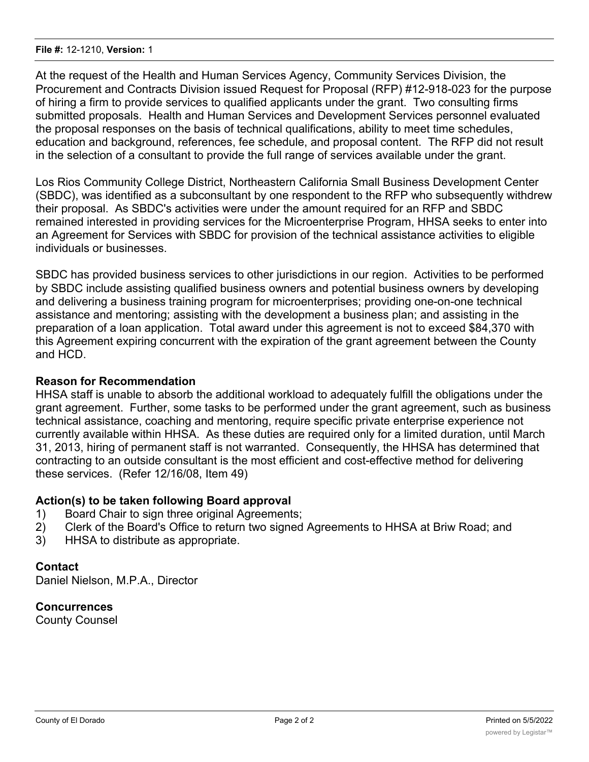**File #:** 12-1210, **Version:** 1

At the request of the Health and Human Services Agency, Community Services Division, the Procurement and Contracts Division issued Request for Proposal (RFP) #12-918-023 for the purpose of hiring a firm to provide services to qualified applicants under the grant. Two consulting firms submitted proposals. Health and Human Services and Development Services personnel evaluated the proposal responses on the basis of technical qualifications, ability to meet time schedules, education and background, references, fee schedule, and proposal content. The RFP did not result in the selection of a consultant to provide the full range of services available under the grant.

Los Rios Community College District, Northeastern California Small Business Development Center (SBDC), was identified as a subconsultant by one respondent to the RFP who subsequently withdrew their proposal. As SBDC's activities were under the amount required for an RFP and SBDC remained interested in providing services for the Microenterprise Program, HHSA seeks to enter into an Agreement for Services with SBDC for provision of the technical assistance activities to eligible individuals or businesses.

SBDC has provided business services to other jurisdictions in our region. Activities to be performed by SBDC include assisting qualified business owners and potential business owners by developing and delivering a business training program for microenterprises; providing one-on-one technical assistance and mentoring; assisting with the development a business plan; and assisting in the preparation of a loan application. Total award under this agreement is not to exceed $84,370 with this Agreement expiring concurrent with the expiration of the grant agreement between the County and HCD.

### Reason for Recommendation

HHSA staff is unable to absorb the additional workload to adequately fulfill the obligations under the grant agreement. Further, some tasks to be performed under the grant agreement, such as business technical assistance, coaching and mentoring, require specific private enterprise experience not currently available within HHSA. As these duties are required only for a limited duration, until March 31, 2013, hiring of permanent staff is not warranted. Consequently, the HHSA has determined that contracting to an outside consultant is the most efficient and cost-effective method for delivering these services. (Refer 12/16/08, Item 49)

### Action(s) to be taken following Board approval

1) Board Chair to sign three original Agreements;
2) Clerk of the Board's Office to return two signed Agreements to HHSA at Briw Road; and
3) HHSA to distribute as appropriate.

### Contact

Daniel Nielson, M.P.A., Director

### Concurrences

County Counsel